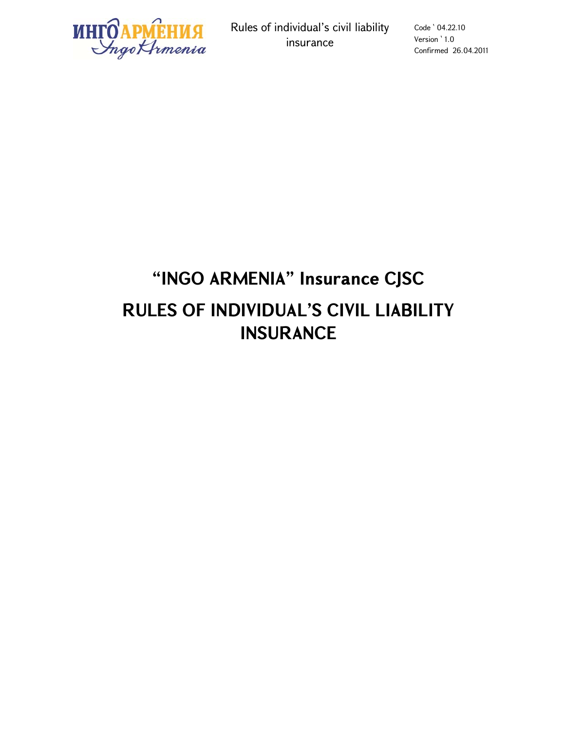# “INGO ARMENIA” Insurance CJSC

# RULES OF INDIVIDUAL’S CIVIL LIABILITY INSURANCE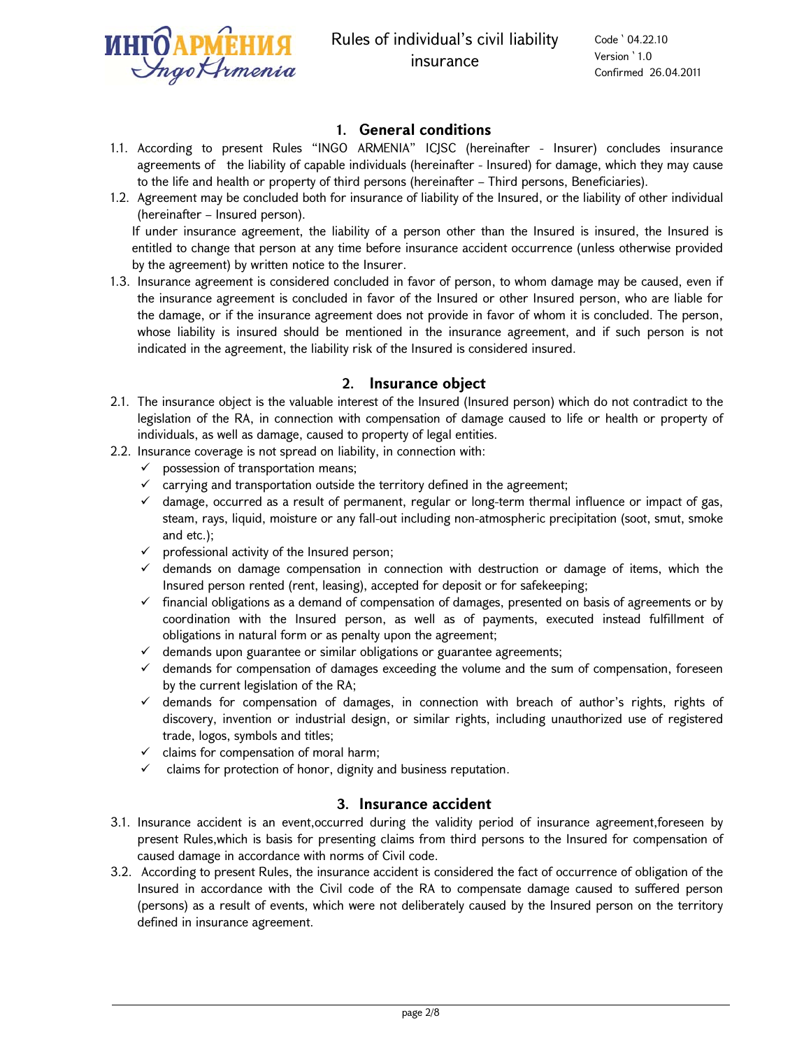## 1. General conditions

1.1. According to present Rules "INGO ARMENIA" ICJSC (hereinafter - Insurer) concludes insurance agreements of the liability of capable individuals (hereinafter - Insured) for damage, which they may cause to the life and health or property of third persons (hereinafter – Third persons, Beneficiaries).

1.2. Agreement may be concluded both for insurance of liability of the Insured, or the liability of other individual (hereinafter – Insured person).

If under insurance agreement, the liability of a person other than the Insured is insured, the Insured is entitled to change that person at any time before insurance accident occurrence (unless otherwise provided by the agreement) by written notice to the Insurer.

1.3. Insurance agreement is considered concluded in favor of person, to whom damage may be caused, even if the insurance agreement is concluded in favor of the Insured or other Insured person, who are liable for the damage, or if the insurance agreement does not provide in favor of whom it is concluded. The person, whose liability is insured should be mentioned in the insurance agreement, and if such person is not indicated in the agreement, the liability risk of the Insured is considered insured.

## 2. Insurance object

2.1. The insurance object is the valuable interest of the Insured (Insured person) which do not contradict to the legislation of the RA, in connection with compensation of damage caused to life or health or property of individuals, as well as damage, caused to property of legal entities.

2.2. Insurance coverage is not spread on liability, in connection with:

- ✓ possession of transportation means;
- ✓ carrying and transportation outside the territory defined in the agreement;
- ✓ damage, occurred as a result of permanent, regular or long-term thermal influence or impact of gas, steam, rays, liquid, moisture or any fall-out including non-atmospheric precipitation (soot, smut, smoke and etc.);
- ✓ professional activity of the Insured person;
- ✓ demands on damage compensation in connection with destruction or damage of items, which the Insured person rented (rent, leasing), accepted for deposit or for safekeeping;
- ✓ financial obligations as a demand of compensation of damages, presented on basis of agreements or by coordination with the Insured person, as well as of payments, executed instead fulfillment of obligations in natural form or as penalty upon the agreement;
- ✓ demands upon guarantee or similar obligations or guarantee agreements;
- ✓ demands for compensation of damages exceeding the volume and the sum of compensation, foreseen by the current legislation of the RA;
- ✓ demands for compensation of damages, in connection with breach of author's rights, rights of discovery, invention or industrial design, or similar rights, including unauthorized use of registered trade, logos, symbols and titles;
- ✓ claims for compensation of moral harm;
- ✓ claims for protection of honor, dignity and business reputation.

## 3. Insurance accident

3.1. Insurance accident is an event,occurred during the validity period of insurance agreement,foreseen by present Rules,which is basis for presenting claims from third persons to the Insured for compensation of caused damage in accordance with norms of Civil code.

3.2. According to present Rules, the insurance accident is considered the fact of occurrence of obligation of the Insured in accordance with the Civil code of the RA to compensate damage caused to suffered person (persons) as a result of events, which were not deliberately caused by the Insured person on the territory defined in insurance agreement.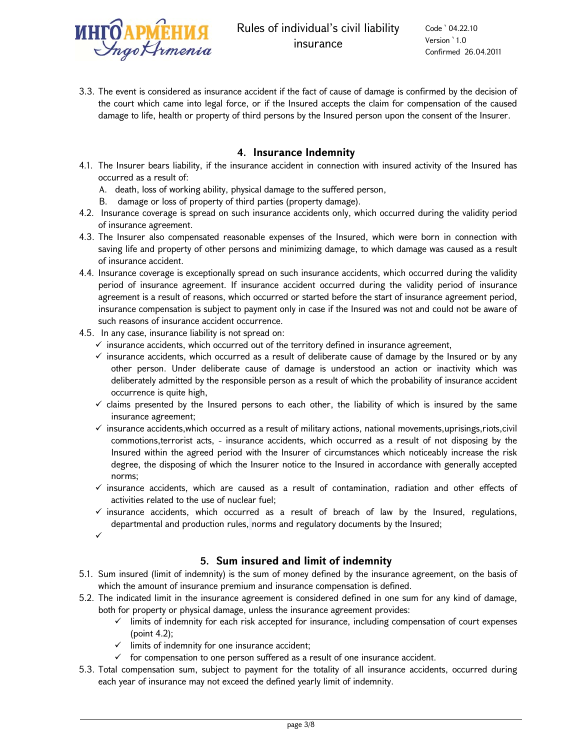3.3. The event is considered as insurance accident if the fact of cause of damage is confirmed by the decision of the court which came into legal force, or if the Insured accepts the claim for compensation of the caused damage to life, health or property of third persons by the Insured person upon the consent of the Insurer.

## 4. Insurance Indemnity

4.1. The Insurer bears liability, if the insurance accident in connection with insured activity of the Insured has occurred as a result of:

A. death, loss of working ability, physical damage to the suffered person,

B. damage or loss of property of third parties (property damage).

4.2. Insurance coverage is spread on such insurance accidents only, which occurred during the validity period of insurance agreement.

4.3. The Insurer also compensated reasonable expenses of the Insured, which were born in connection with saving life and property of other persons and minimizing damage, to which damage was caused as a result of insurance accident.

4.4. Insurance coverage is exceptionally spread on such insurance accidents, which occurred during the validity period of insurance agreement. If insurance accident occurred during the validity period of insurance agreement is a result of reasons, which occurred or started before the start of insurance agreement period, insurance compensation is subject to payment only in case if the Insured was not and could not be aware of such reasons of insurance accident occurrence.

4.5. In any case, insurance liability is not spread on:

- ✓ insurance accidents, which occurred out of the territory defined in insurance agreement,
- ✓ insurance accidents, which occurred as a result of deliberate cause of damage by the Insured or by any other person. Under deliberate cause of damage is understood an action or inactivity which was deliberately admitted by the responsible person as a result of which the probability of insurance accident occurrence is quite high,
- ✓ claims presented by the Insured persons to each other, the liability of which is insured by the same insurance agreement;
- ✓ insurance accidents,which occurred as a result of military actions, national movements,uprisings,riots,civil commotions,terrorist acts, - insurance accidents, which occurred as a result of not disposing by the Insured within the agreed period with the Insurer of circumstances which noticeably increase the risk degree, the disposing of which the Insurer notice to the Insured in accordance with generally accepted norms;
- ✓ insurance accidents, which are caused as a result of contamination, radiation and other effects of activities related to the use of nuclear fuel;
- ✓ insurance accidents, which occurred as a result of breach of law by the Insured, regulations, departmental and production rules, norms and regulatory documents by the Insured;
- ✓

## 5. Sum insured and limit of indemnity

5.1. Sum insured (limit of indemnity) is the sum of money defined by the insurance agreement, on the basis of which the amount of insurance premium and insurance compensation is defined.

5.2. The indicated limit in the insurance agreement is considered defined in one sum for any kind of damage, both for property or physical damage, unless the insurance agreement provides:

- ✓ limits of indemnity for each risk accepted for insurance, including compensation of court expenses (point 4.2);
- ✓ limits of indemnity for one insurance accident;
- ✓ for compensation to one person suffered as a result of one insurance accident.

5.3. Total compensation sum, subject to payment for the totality of all insurance accidents, occurred during each year of insurance may not exceed the defined yearly limit of indemnity.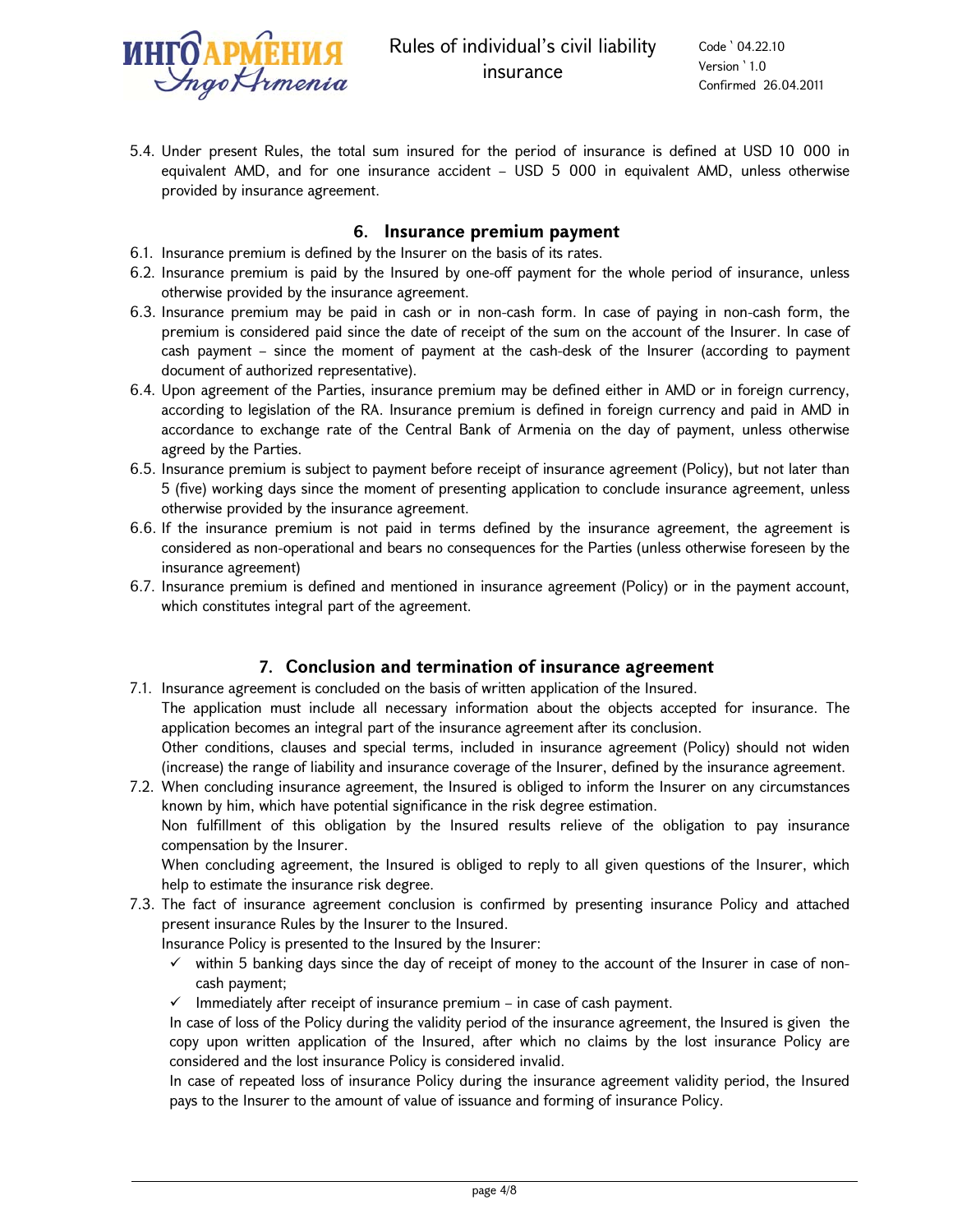5.4. Under present Rules, the total sum insured for the period of insurance is defined at USD 10 000 in equivalent AMD, and for one insurance accident – USD 5 000 in equivalent AMD, unless otherwise provided by insurance agreement.

## 6. Insurance premium payment

6.1. Insurance premium is defined by the Insurer on the basis of its rates.

6.2. Insurance premium is paid by the Insured by one-off payment for the whole period of insurance, unless otherwise provided by the insurance agreement.

6.3. Insurance premium may be paid in cash or in non-cash form. In case of paying in non-cash form, the premium is considered paid since the date of receipt of the sum on the account of the Insurer. In case of cash payment – since the moment of payment at the cash-desk of the Insurer (according to payment document of authorized representative).

6.4. Upon agreement of the Parties, insurance premium may be defined either in AMD or in foreign currency, according to legislation of the RA. Insurance premium is defined in foreign currency and paid in AMD in accordance to exchange rate of the Central Bank of Armenia on the day of payment, unless otherwise agreed by the Parties.

6.5. Insurance premium is subject to payment before receipt of insurance agreement (Policy), but not later than 5 (five) working days since the moment of presenting application to conclude insurance agreement, unless otherwise provided by the insurance agreement.

6.6. If the insurance premium is not paid in terms defined by the insurance agreement, the agreement is considered as non-operational and bears no consequences for the Parties (unless otherwise foreseen by the insurance agreement)

6.7. Insurance premium is defined and mentioned in insurance agreement (Policy) or in the payment account, which constitutes integral part of the agreement.

## 7. Conclusion and termination of insurance agreement

7.1. Insurance agreement is concluded on the basis of written application of the Insured.
The application must include all necessary information about the objects accepted for insurance. The application becomes an integral part of the insurance agreement after its conclusion.
Other conditions, clauses and special terms, included in insurance agreement (Policy) should not widen (increase) the range of liability and insurance coverage of the Insurer, defined by the insurance agreement.

7.2. When concluding insurance agreement, the Insured is obliged to inform the Insurer on any circumstances known by him, which have potential significance in the risk degree estimation.
Non fulfillment of this obligation by the Insured results relieve of the obligation to pay insurance compensation by the Insurer.
When concluding agreement, the Insured is obliged to reply to all given questions of the Insurer, which help to estimate the insurance risk degree.

7.3. The fact of insurance agreement conclusion is confirmed by presenting insurance Policy and attached present insurance Rules by the Insurer to the Insured.
Insurance Policy is presented to the Insured by the Insurer:

- ✓ within 5 banking days since the day of receipt of money to the account of the Insurer in case of non-cash payment;
- ✓ Immediately after receipt of insurance premium – in case of cash payment.

In case of loss of the Policy during the validity period of the insurance agreement, the Insured is given the copy upon written application of the Insured, after which no claims by the lost insurance Policy are considered and the lost insurance Policy is considered invalid.

In case of repeated loss of insurance Policy during the insurance agreement validity period, the Insured pays to the Insurer to the amount of value of issuance and forming of insurance Policy.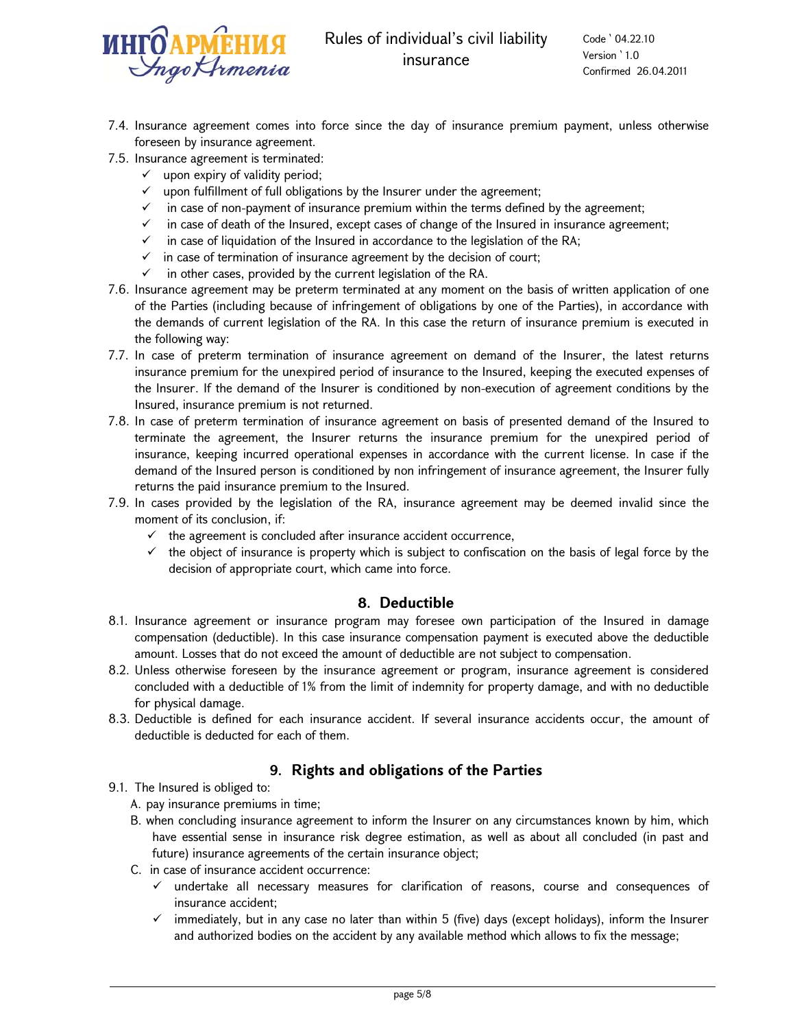7.4. Insurance agreement comes into force since the day of insurance premium payment, unless otherwise foreseen by insurance agreement.

7.5. Insurance agreement is terminated:
- ✓ upon expiry of validity period;
- ✓ upon fulfillment of full obligations by the Insurer under the agreement;
- ✓ in case of non-payment of insurance premium within the terms defined by the agreement;
- ✓ in case of death of the Insured, except cases of change of the Insured in insurance agreement;
- ✓ in case of liquidation of the Insured in accordance to the legislation of the RA;
- ✓ in case of termination of insurance agreement by the decision of court;
- ✓ in other cases, provided by the current legislation of the RA.

7.6. Insurance agreement may be preterm terminated at any moment on the basis of written application of one of the Parties (including because of infringement of obligations by one of the Parties), in accordance with the demands of current legislation of the RA. In this case the return of insurance premium is executed in the following way:

7.7. In case of preterm termination of insurance agreement on demand of the Insurer, the latest returns insurance premium for the unexpired period of insurance to the Insured, keeping the executed expenses of the Insurer. If the demand of the Insurer is conditioned by non-execution of agreement conditions by the Insured, insurance premium is not returned.

7.8. In case of preterm termination of insurance agreement on basis of presented demand of the Insured to terminate the agreement, the Insurer returns the insurance premium for the unexpired period of insurance, keeping incurred operational expenses in accordance with the current license. In case if the demand of the Insured person is conditioned by non infringement of insurance agreement, the Insurer fully returns the paid insurance premium to the Insured.

7.9. In cases provided by the legislation of the RA, insurance agreement may be deemed invalid since the moment of its conclusion, if:
- ✓ the agreement is concluded after insurance accident occurrence,
- ✓ the object of insurance is property which is subject to confiscation on the basis of legal force by the decision of appropriate court, which came into force.

## 8. Deductible

8.1. Insurance agreement or insurance program may foresee own participation of the Insured in damage compensation (deductible). In this case insurance compensation payment is executed above the deductible amount. Losses that do not exceed the amount of deductible are not subject to compensation.

8.2. Unless otherwise foreseen by the insurance agreement or program, insurance agreement is considered concluded with a deductible of 1% from the limit of indemnity for property damage, and with no deductible for physical damage.

8.3. Deductible is defined for each insurance accident. If several insurance accidents occur, the amount of deductible is deducted for each of them.

## 9. Rights and obligations of the Parties

9.1. The Insured is obliged to:

A. pay insurance premiums in time;

B. when concluding insurance agreement to inform the Insurer on any circumstances known by him, which have essential sense in insurance risk degree estimation, as well as about all concluded (in past and future) insurance agreements of the certain insurance object;

C. in case of insurance accident occurrence:
- ✓ undertake all necessary measures for clarification of reasons, course and consequences of insurance accident;
- ✓ immediately, but in any case no later than within 5 (five) days (except holidays), inform the Insurer and authorized bodies on the accident by any available method which allows to fix the message;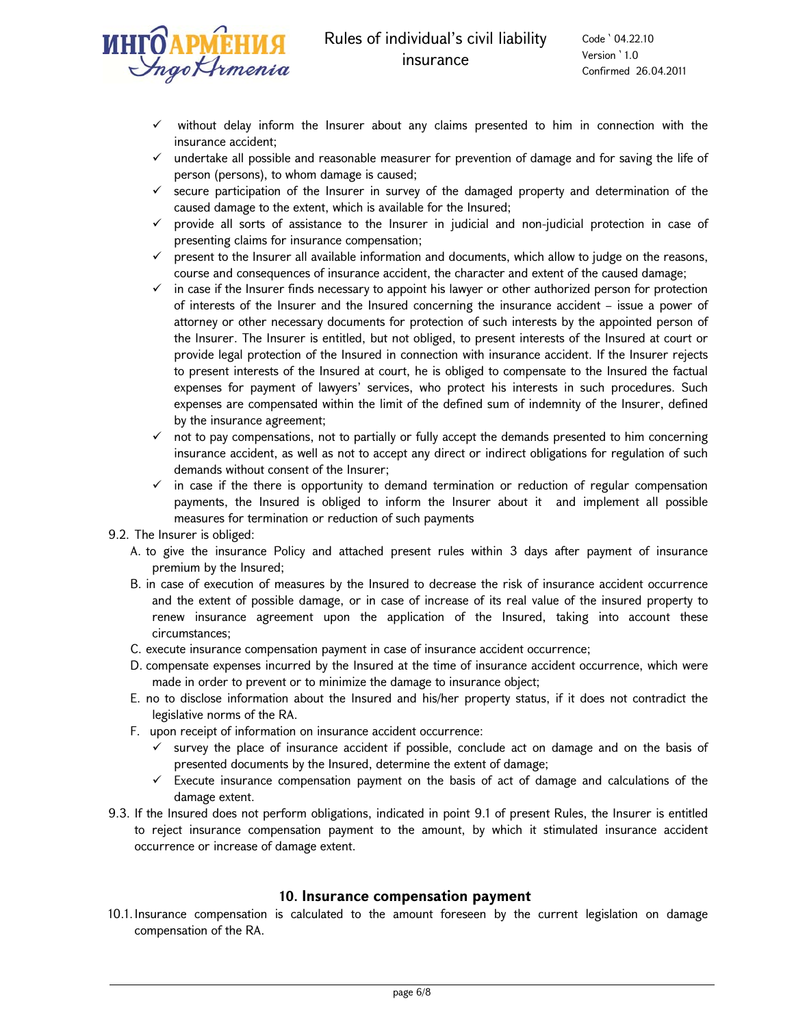- ✓ without delay inform the Insurer about any claims presented to him in connection with the insurance accident;
- ✓ undertake all possible and reasonable measurer for prevention of damage and for saving the life of person (persons), to whom damage is caused;
- ✓ secure participation of the Insurer in survey of the damaged property and determination of the caused damage to the extent, which is available for the Insured;
- ✓ provide all sorts of assistance to the Insurer in judicial and non-judicial protection in case of presenting claims for insurance compensation;
- ✓ present to the Insurer all available information and documents, which allow to judge on the reasons, course and consequences of insurance accident, the character and extent of the caused damage;
- ✓ in case if the Insurer finds necessary to appoint his lawyer or other authorized person for protection of interests of the Insurer and the Insured concerning the insurance accident – issue a power of attorney or other necessary documents for protection of such interests by the appointed person of the Insurer. The Insurer is entitled, but not obliged, to present interests of the Insured at court or provide legal protection of the Insured in connection with insurance accident. If the Insurer rejects to present interests of the Insured at court, he is obliged to compensate to the Insured the factual expenses for payment of lawyers' services, who protect his interests in such procedures. Such expenses are compensated within the limit of the defined sum of indemnity of the Insurer, defined by the insurance agreement;
- ✓ not to pay compensations, not to partially or fully accept the demands presented to him concerning insurance accident, as well as not to accept any direct or indirect obligations for regulation of such demands without consent of the Insurer;
- ✓ in case if the there is opportunity to demand termination or reduction of regular compensation payments, the Insured is obliged to inform the Insurer about it and implement all possible measures for termination or reduction of such payments

9.2. The Insurer is obliged:

A. to give the insurance Policy and attached present rules within 3 days after payment of insurance premium by the Insured;

B. in case of execution of measures by the Insured to decrease the risk of insurance accident occurrence and the extent of possible damage, or in case of increase of its real value of the insured property to renew insurance agreement upon the application of the Insured, taking into account these circumstances;

C. execute insurance compensation payment in case of insurance accident occurrence;

D. compensate expenses incurred by the Insured at the time of insurance accident occurrence, which were made in order to prevent or to minimize the damage to insurance object;

E. no to disclose information about the Insured and his/her property status, if it does not contradict the legislative norms of the RA.

F. upon receipt of information on insurance accident occurrence:

- ✓ survey the place of insurance accident if possible, conclude act on damage and on the basis of presented documents by the Insured, determine the extent of damage;
- ✓ Execute insurance compensation payment on the basis of act of damage and calculations of the damage extent.

9.3. If the Insured does not perform obligations, indicated in point 9.1 of present Rules, the Insurer is entitled to reject insurance compensation payment to the amount, by which it stimulated insurance accident occurrence or increase of damage extent.

## 10. Insurance compensation payment

10.1. Insurance compensation is calculated to the amount foreseen by the current legislation on damage compensation of the RA.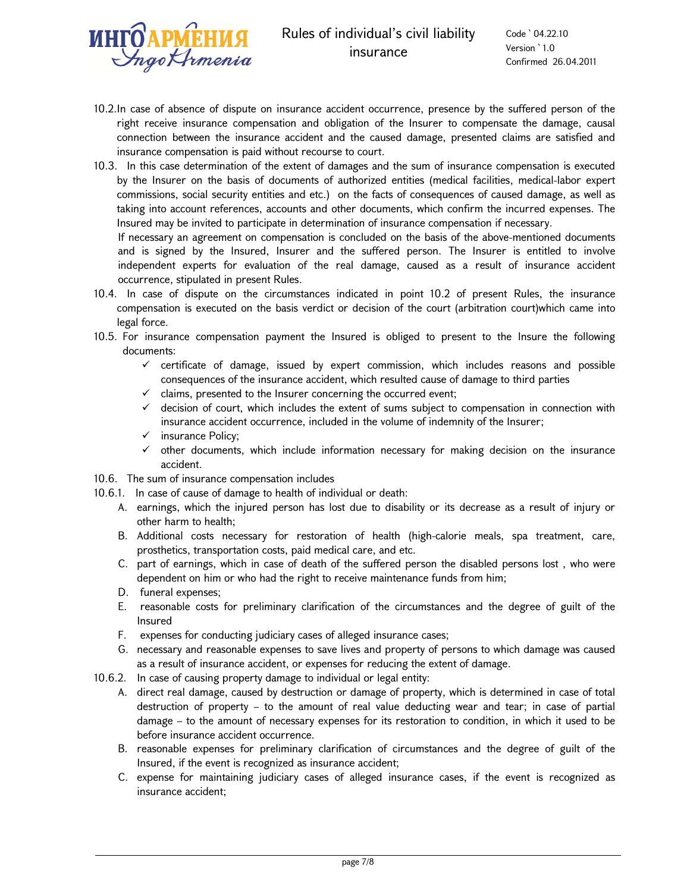10.2. In case of absence of dispute on insurance accident occurrence, presence by the suffered person of the right receive insurance compensation and obligation of the Insurer to compensate the damage, causal connection between the insurance accident and the caused damage, presented claims are satisfied and insurance compensation is paid without recourse to court.

10.3. In this case determination of the extent of damages and the sum of insurance compensation is executed by the Insurer on the basis of documents of authorized entities (medical facilities, medical-labor expert commissions, social security entities and etc.) on the facts of consequences of caused damage, as well as taking into account references, accounts and other documents, which confirm the incurred expenses. The Insured may be invited to participate in determination of insurance compensation if necessary.

If necessary an agreement on compensation is concluded on the basis of the above-mentioned documents and is signed by the Insured, Insurer and the suffered person. The Insurer is entitled to involve independent experts for evaluation of the real damage, caused as a result of insurance accident occurrence, stipulated in present Rules.

10.4. In case of dispute on the circumstances indicated in point 10.2 of present Rules, the insurance compensation is executed on the basis verdict or decision of the court (arbitration court)which came into legal force.

10.5. For insurance compensation payment the Insured is obliged to present to the Insure the following documents:

- ✓ certificate of damage, issued by expert commission, which includes reasons and possible consequences of the insurance accident, which resulted cause of damage to third parties
- ✓ claims, presented to the Insurer concerning the occurred event;
- ✓ decision of court, which includes the extent of sums subject to compensation in connection with insurance accident occurrence, included in the volume of indemnity of the Insurer;
- ✓ insurance Policy;
- ✓ other documents, which include information necessary for making decision on the insurance accident.

10.6. The sum of insurance compensation includes

10.6.1. In case of cause of damage to health of individual or death:

A. earnings, which the injured person has lost due to disability or its decrease as a result of injury or other harm to health;
B. Additional costs necessary for restoration of health (high-calorie meals, spa treatment, care, prosthetics, transportation costs, paid medical care, and etc.
C. part of earnings, which in case of death of the suffered person the disabled persons lost , who were dependent on him or who had the right to receive maintenance funds from him;
D. funeral expenses;
E. reasonable costs for preliminary clarification of the circumstances and the degree of guilt of the Insured
F. expenses for conducting judiciary cases of alleged insurance cases;
G. necessary and reasonable expenses to save lives and property of persons to which damage was caused as a result of insurance accident, or expenses for reducing the extent of damage.

10.6.2. In case of causing property damage to individual or legal entity:

A. direct real damage, caused by destruction or damage of property, which is determined in case of total destruction of property – to the amount of real value deducting wear and tear; in case of partial damage – to the amount of necessary expenses for its restoration to condition, in which it used to be before insurance accident occurrence.
B. reasonable expenses for preliminary clarification of circumstances and the degree of guilt of the Insured, if the event is recognized as insurance accident;
C. expense for maintaining judiciary cases of alleged insurance cases, if the event is recognized as insurance accident;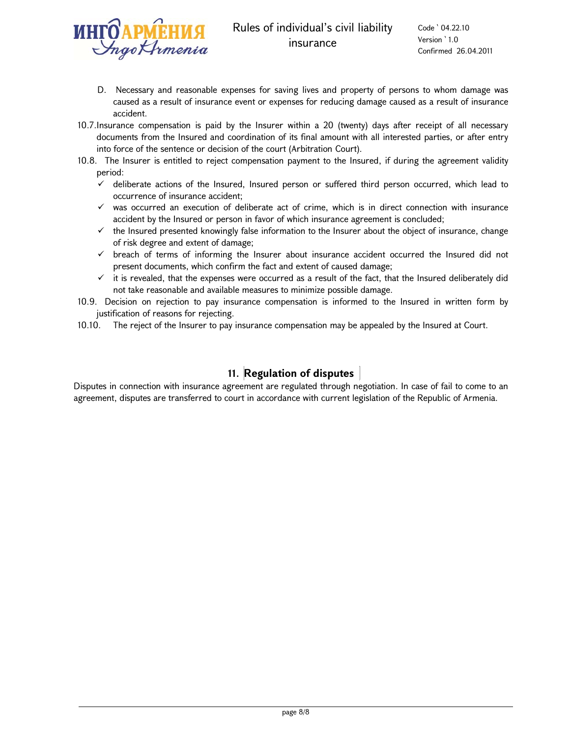D. Necessary and reasonable expenses for saving lives and property of persons to whom damage was caused as a result of insurance event or expenses for reducing damage caused as a result of insurance accident.

10.7. Insurance compensation is paid by the Insurer within a 20 (twenty) days after receipt of all necessary documents from the Insured and coordination of its final amount with all interested parties, or after entry into force of the sentence or decision of the court (Arbitration Court).

10.8. The Insurer is entitled to reject compensation payment to the Insured, if during the agreement validity period:

- ✓ deliberate actions of the Insured, Insured person or suffered third person occurred, which lead to occurrence of insurance accident;
- ✓ was occurred an execution of deliberate act of crime, which is in direct connection with insurance accident by the Insured or person in favor of which insurance agreement is concluded;
- ✓ the Insured presented knowingly false information to the Insurer about the object of insurance, change of risk degree and extent of damage;
- ✓ breach of terms of informing the Insurer about insurance accident occurred the Insured did not present documents, which confirm the fact and extent of caused damage;
- ✓ it is revealed, that the expenses were occurred as a result of the fact, that the Insured deliberately did not take reasonable and available measures to minimize possible damage.

10.9. Decision on rejection to pay insurance compensation is informed to the Insured in written form by justification of reasons for rejecting.

10.10. The reject of the Insurer to pay insurance compensation may be appealed by the Insured at Court.

## 11. Regulation of disputes

Disputes in connection with insurance agreement are regulated through negotiation. In case of fail to come to an agreement, disputes are transferred to court in accordance with current legislation of the Republic of Armenia.